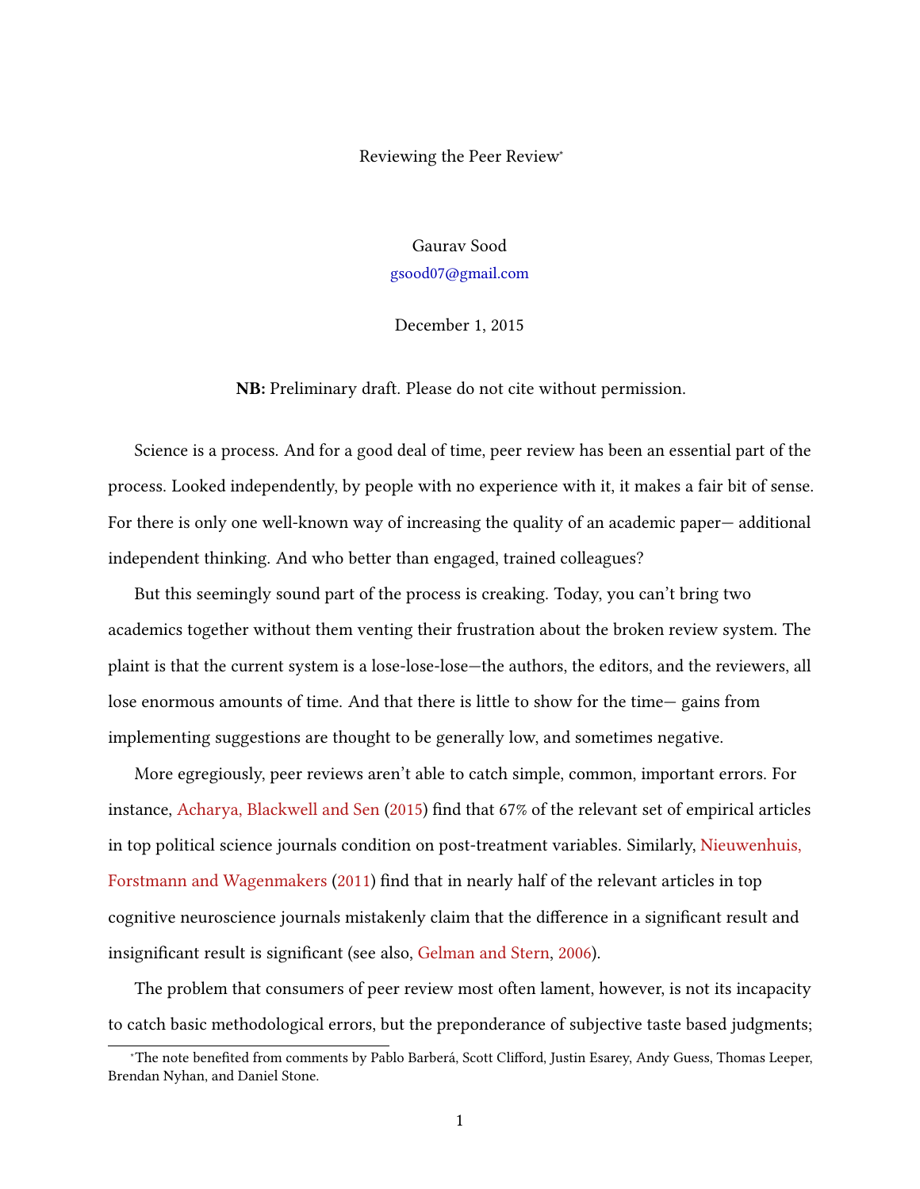# Reviewing the Peer Review[*]

Gaurav Sood
gsood07@gmail.com

December 1, 2015

**NB:** Preliminary draft. Please do not cite without permission.

Science is a process. And for a good deal of time, peer review has been an essential part of the process. Looked independently, by people with no experience with it, it makes a fair bit of sense. For there is only one well-known way of increasing the quality of an academic paper— additional independent thinking. And who better than engaged, trained colleagues?

But this seemingly sound part of the process is creaking. Today, you can't bring two academics together without them venting their frustration about the broken review system. The plaint is that the current system is a lose-lose-lose—the authors, the editors, and the reviewers, all lose enormous amounts of time. And that there is little to show for the time— gains from implementing suggestions are thought to be generally low, and sometimes negative.

More egregiously, peer reviews aren't able to catch simple, common, important errors. For instance, Acharya, Blackwell and Sen (2015) find that 67% of the relevant set of empirical articles in top political science journals condition on post-treatment variables. Similarly, Nieuwenhuis, Forstmann and Wagenmakers (2011) find that in nearly half of the relevant articles in top cognitive neuroscience journals mistakenly claim that the difference in a significant result and insignificant result is significant (see also, Gelman and Stern, 2006).

The problem that consumers of peer review most often lament, however, is not its incapacity to catch basic methodological errors, but the preponderance of subjective taste based judgments;

[*] The note benefited from comments by Pablo Barberá, Scott Clifford, Justin Esarey, Andy Guess, Thomas Leeper, Brendan Nyhan, and Daniel Stone.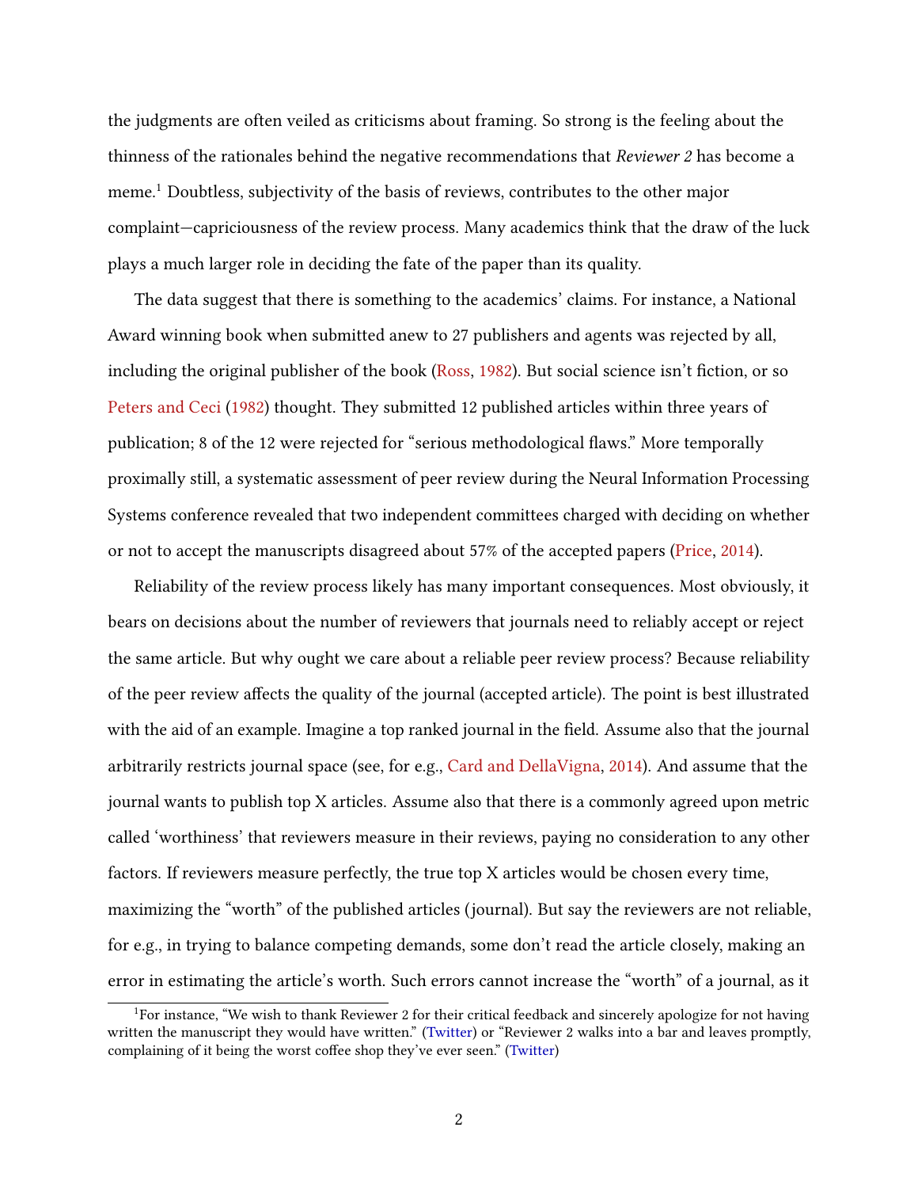the judgments are often veiled as criticisms about framing. So strong is the feeling about the thinness of the rationales behind the negative recommendations that *Reviewer 2* has become a meme.[1] Doubtless, subjectivity of the basis of reviews, contributes to the other major complaint—capriciousness of the review process. Many academics think that the draw of the luck plays a much larger role in deciding the fate of the paper than its quality.

The data suggest that there is something to the academics' claims. For instance, a National Award winning book when submitted anew to 27 publishers and agents was rejected by all, including the original publisher of the book (Ross, 1982). But social science isn't fiction, or so Peters and Ceci (1982) thought. They submitted 12 published articles within three years of publication; 8 of the 12 were rejected for "serious methodological flaws." More temporally proximally still, a systematic assessment of peer review during the Neural Information Processing Systems conference revealed that two independent committees charged with deciding on whether or not to accept the manuscripts disagreed about 57% of the accepted papers (Price, 2014).

Reliability of the review process likely has many important consequences. Most obviously, it bears on decisions about the number of reviewers that journals need to reliably accept or reject the same article. But why ought we care about a reliable peer review process? Because reliability of the peer review affects the quality of the journal (accepted article). The point is best illustrated with the aid of an example. Imagine a top ranked journal in the field. Assume also that the journal arbitrarily restricts journal space (see, for e.g., Card and DellaVigna, 2014). And assume that the journal wants to publish top X articles. Assume also that there is a commonly agreed upon metric called 'worthiness' that reviewers measure in their reviews, paying no consideration to any other factors. If reviewers measure perfectly, the true top X articles would be chosen every time, maximizing the "worth" of the published articles (journal). But say the reviewers are not reliable, for e.g., in trying to balance competing demands, some don't read the article closely, making an error in estimating the article's worth. Such errors cannot increase the "worth" of a journal, as it

[1] For instance, "We wish to thank Reviewer 2 for their critical feedback and sincerely apologize for not having written the manuscript they would have written." (Twitter) or "Reviewer 2 walks into a bar and leaves promptly, complaining of it being the worst coffee shop they've ever seen." (Twitter)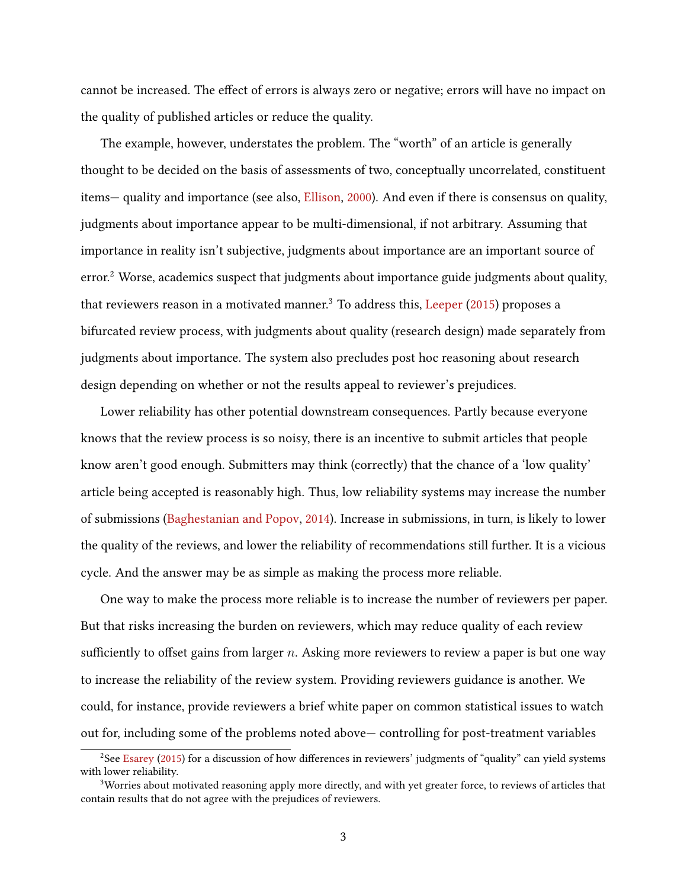cannot be increased. The effect of errors is always zero or negative; errors will have no impact on the quality of published articles or reduce the quality.

The example, however, understates the problem. The "worth" of an article is generally thought to be decided on the basis of assessments of two, conceptually uncorrelated, constituent items— quality and importance (see also, Ellison, 2000). And even if there is consensus on quality, judgments about importance appear to be multi-dimensional, if not arbitrary. Assuming that importance in reality isn't subjective, judgments about importance are an important source of error.[2] Worse, academics suspect that judgments about importance guide judgments about quality, that reviewers reason in a motivated manner.[3] To address this, Leeper (2015) proposes a bifurcated review process, with judgments about quality (research design) made separately from judgments about importance. The system also precludes post hoc reasoning about research design depending on whether or not the results appeal to reviewer's prejudices.

Lower reliability has other potential downstream consequences. Partly because everyone knows that the review process is so noisy, there is an incentive to submit articles that people know aren't good enough. Submitters may think (correctly) that the chance of a 'low quality' article being accepted is reasonably high. Thus, low reliability systems may increase the number of submissions (Baghestanian and Popov, 2014). Increase in submissions, in turn, is likely to lower the quality of the reviews, and lower the reliability of recommendations still further. It is a vicious cycle. And the answer may be as simple as making the process more reliable.

One way to make the process more reliable is to increase the number of reviewers per paper. But that risks increasing the burden on reviewers, which may reduce quality of each review sufficiently to offset gains from larger $n$. Asking more reviewers to review a paper is but one way to increase the reliability of the review system. Providing reviewers guidance is another. We could, for instance, provide reviewers a brief white paper on common statistical issues to watch out for, including some of the problems noted above— controlling for post-treatment variables

[2] See Esarey (2015) for a discussion of how differences in reviewers' judgments of "quality" can yield systems with lower reliability.

[3] Worries about motivated reasoning apply more directly, and with yet greater force, to reviews of articles that contain results that do not agree with the prejudices of reviewers.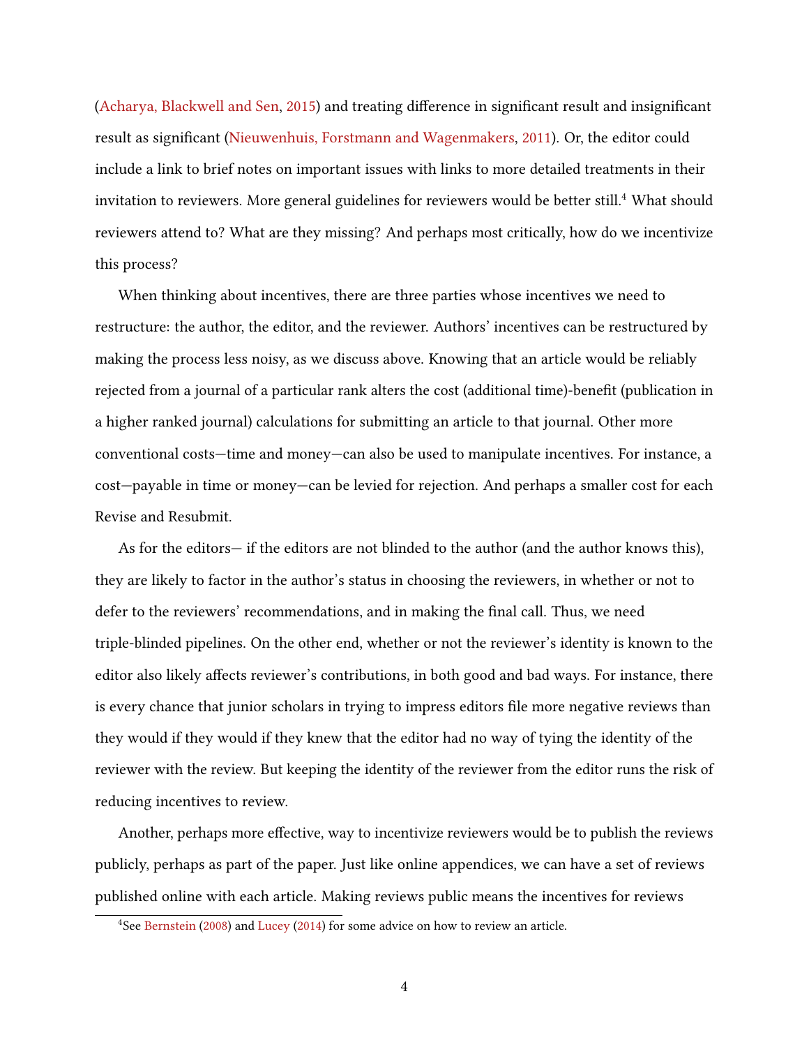(Acharya, Blackwell and Sen, 2015) and treating difference in significant result and insignificant result as significant (Nieuwenhuis, Forstmann and Wagenmakers, 2011). Or, the editor could include a link to brief notes on important issues with links to more detailed treatments in their invitation to reviewers. More general guidelines for reviewers would be better still.[4] What should reviewers attend to? What are they missing? And perhaps most critically, how do we incentivize this process?

When thinking about incentives, there are three parties whose incentives we need to restructure: the author, the editor, and the reviewer. Authors' incentives can be restructured by making the process less noisy, as we discuss above. Knowing that an article would be reliably rejected from a journal of a particular rank alters the cost (additional time)-benefit (publication in a higher ranked journal) calculations for submitting an article to that journal. Other more conventional costs—time and money—can also be used to manipulate incentives. For instance, a cost—payable in time or money—can be levied for rejection. And perhaps a smaller cost for each Revise and Resubmit.

As for the editors— if the editors are not blinded to the author (and the author knows this), they are likely to factor in the author's status in choosing the reviewers, in whether or not to defer to the reviewers' recommendations, and in making the final call. Thus, we need triple-blinded pipelines. On the other end, whether or not the reviewer's identity is known to the editor also likely affects reviewer's contributions, in both good and bad ways. For instance, there is every chance that junior scholars in trying to impress editors file more negative reviews than they would if they would if they knew that the editor had no way of tying the identity of the reviewer with the review. But keeping the identity of the reviewer from the editor runs the risk of reducing incentives to review.

Another, perhaps more effective, way to incentivize reviewers would be to publish the reviews publicly, perhaps as part of the paper. Just like online appendices, we can have a set of reviews published online with each article. Making reviews public means the incentives for reviews

[4] See Bernstein (2008) and Lucey (2014) for some advice on how to review an article.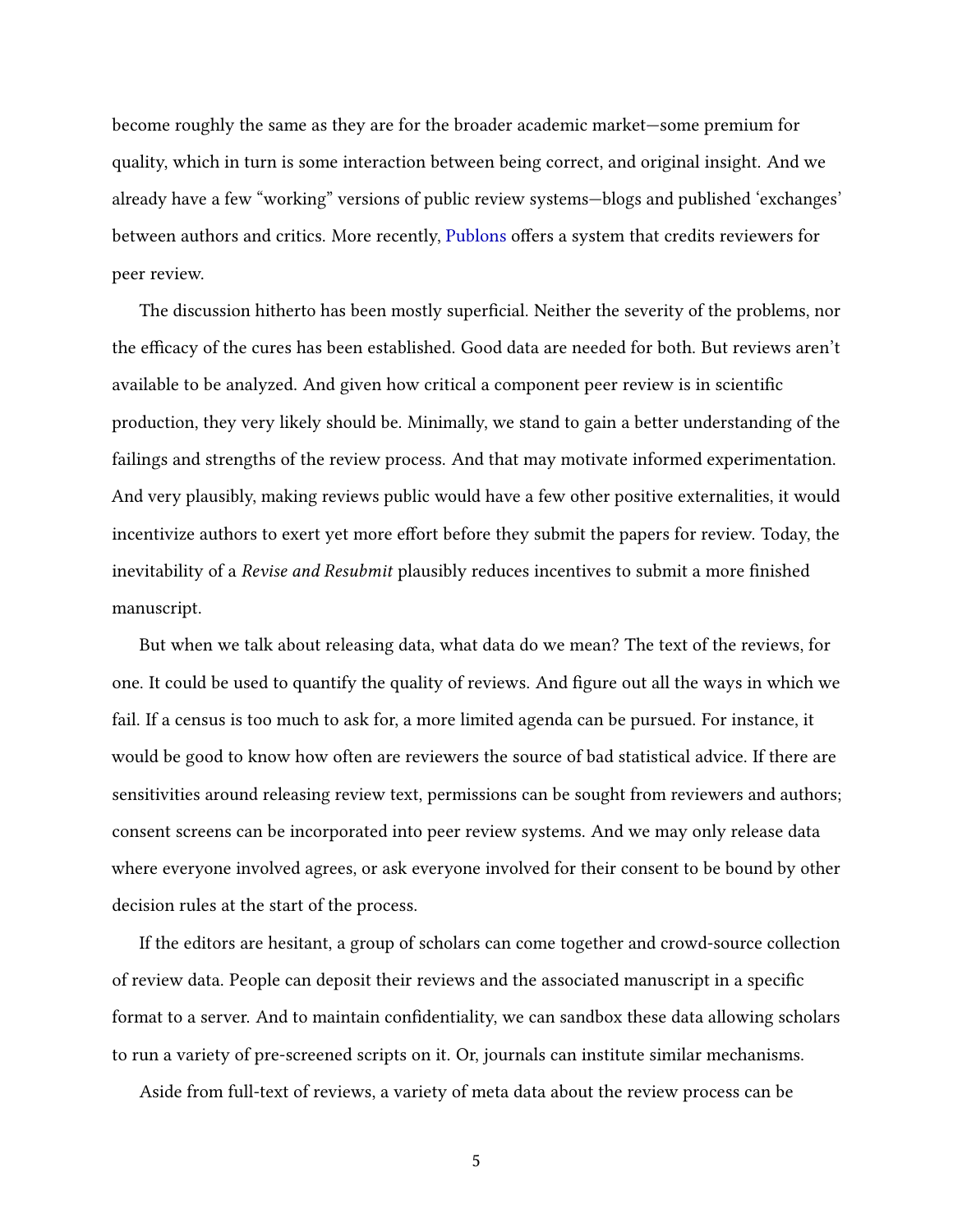become roughly the same as they are for the broader academic market—some premium for quality, which in turn is some interaction between being correct, and original insight. And we already have a few "working" versions of public review systems—blogs and published 'exchanges' between authors and critics. More recently, Publons offers a system that credits reviewers for peer review.

The discussion hitherto has been mostly superficial. Neither the severity of the problems, nor the efficacy of the cures has been established. Good data are needed for both. But reviews aren't available to be analyzed. And given how critical a component peer review is in scientific production, they very likely should be. Minimally, we stand to gain a better understanding of the failings and strengths of the review process. And that may motivate informed experimentation. And very plausibly, making reviews public would have a few other positive externalities, it would incentivize authors to exert yet more effort before they submit the papers for review. Today, the inevitability of a *Revise and Resubmit* plausibly reduces incentives to submit a more finished manuscript.

But when we talk about releasing data, what data do we mean? The text of the reviews, for one. It could be used to quantify the quality of reviews. And figure out all the ways in which we fail. If a census is too much to ask for, a more limited agenda can be pursued. For instance, it would be good to know how often are reviewers the source of bad statistical advice. If there are sensitivities around releasing review text, permissions can be sought from reviewers and authors; consent screens can be incorporated into peer review systems. And we may only release data where everyone involved agrees, or ask everyone involved for their consent to be bound by other decision rules at the start of the process.

If the editors are hesitant, a group of scholars can come together and crowd-source collection of review data. People can deposit their reviews and the associated manuscript in a specific format to a server. And to maintain confidentiality, we can sandbox these data allowing scholars to run a variety of pre-screened scripts on it. Or, journals can institute similar mechanisms.

Aside from full-text of reviews, a variety of meta data about the review process can be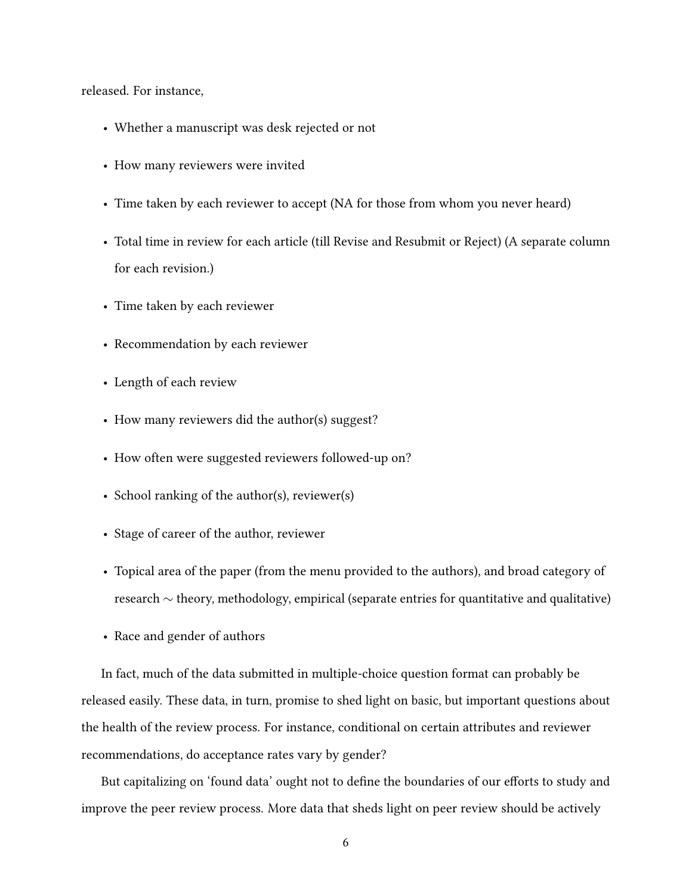released. For instance,

- Whether a manuscript was desk rejected or not
- How many reviewers were invited
- Time taken by each reviewer to accept (NA for those from whom you never heard)
- Total time in review for each article (till Revise and Resubmit or Reject) (A separate column for each revision.)
- Time taken by each reviewer
- Recommendation by each reviewer
- Length of each review
- How many reviewers did the author(s) suggest?
- How often were suggested reviewers followed-up on?
- School ranking of the author(s), reviewer(s)
- Stage of career of the author, reviewer
- Topical area of the paper (from the menu provided to the authors), and broad category of research $\sim$ theory, methodology, empirical (separate entries for quantitative and qualitative)
- Race and gender of authors

In fact, much of the data submitted in multiple-choice question format can probably be released easily. These data, in turn, promise to shed light on basic, but important questions about the health of the review process. For instance, conditional on certain attributes and reviewer recommendations, do acceptance rates vary by gender?

But capitalizing on 'found data' ought not to define the boundaries of our efforts to study and improve the peer review process. More data that sheds light on peer review should be actively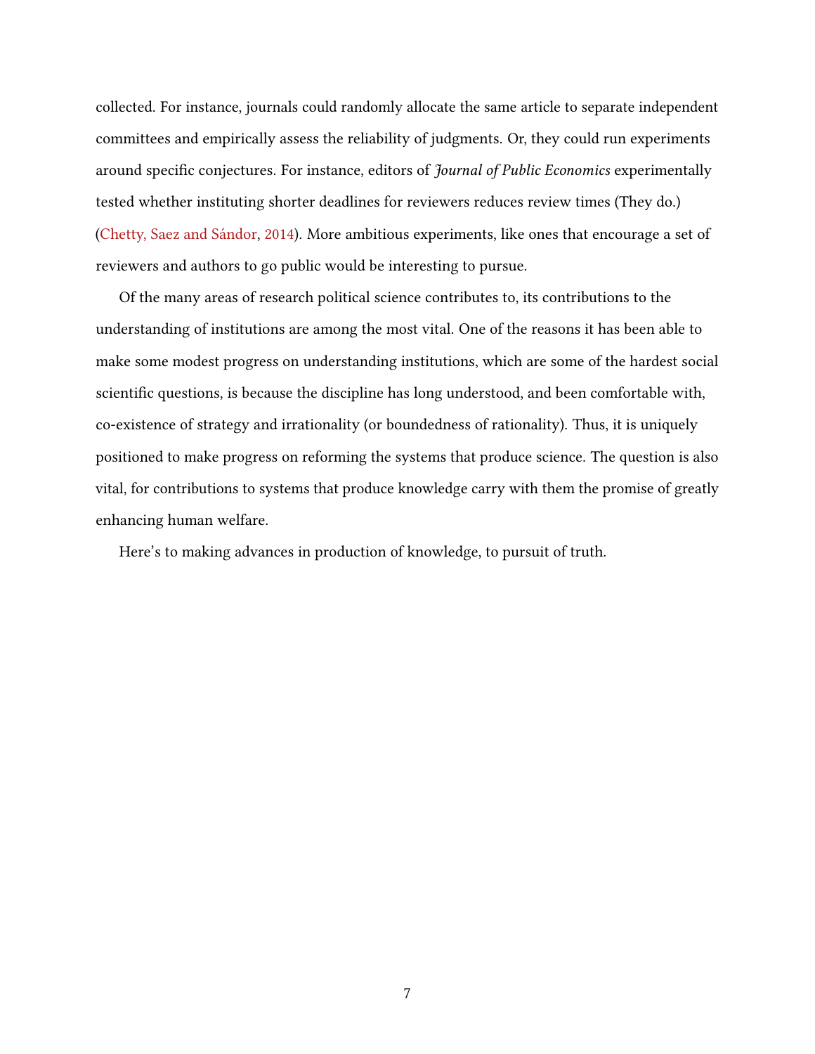collected. For instance, journals could randomly allocate the same article to separate independent committees and empirically assess the reliability of judgments. Or, they could run experiments around specific conjectures. For instance, editors of *Journal of Public Economics* experimentally tested whether instituting shorter deadlines for reviewers reduces review times (They do.) (Chetty, Saez and Sándor, 2014). More ambitious experiments, like ones that encourage a set of reviewers and authors to go public would be interesting to pursue.

Of the many areas of research political science contributes to, its contributions to the understanding of institutions are among the most vital. One of the reasons it has been able to make some modest progress on understanding institutions, which are some of the hardest social scientific questions, is because the discipline has long understood, and been comfortable with, co-existence of strategy and irrationality (or boundedness of rationality). Thus, it is uniquely positioned to make progress on reforming the systems that produce science. The question is also vital, for contributions to systems that produce knowledge carry with them the promise of greatly enhancing human welfare.

Here's to making advances in production of knowledge, to pursuit of truth.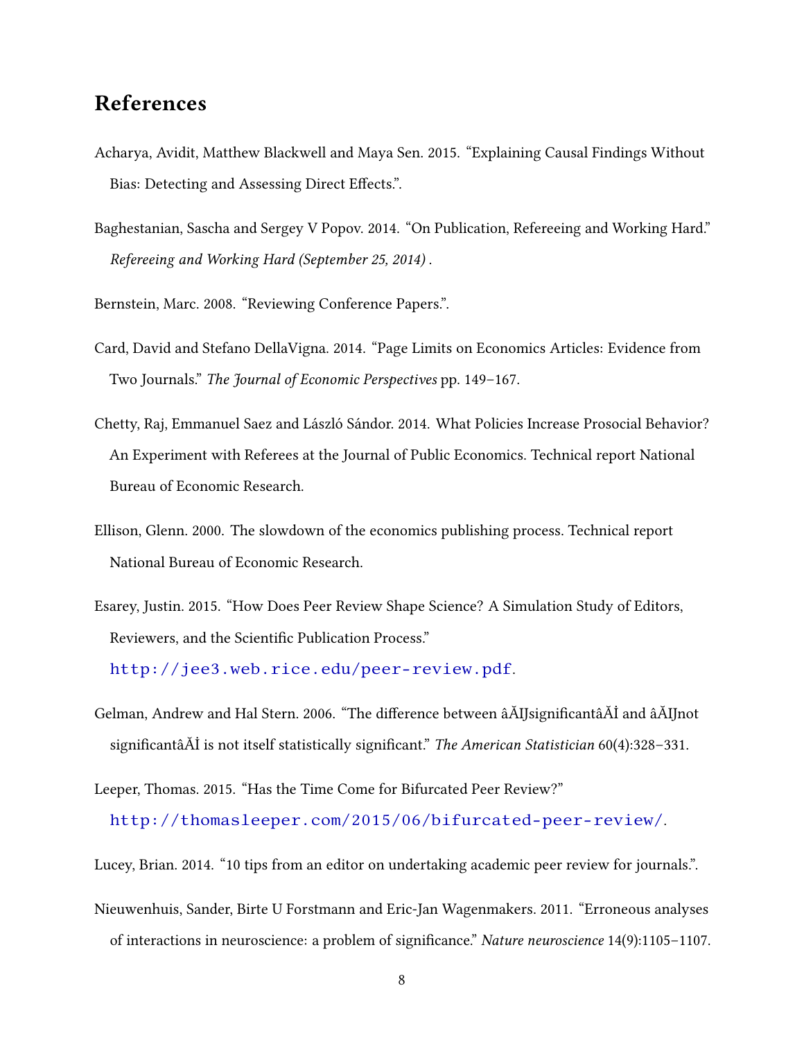## References

Acharya, Avidit, Matthew Blackwell and Maya Sen. 2015. "Explaining Causal Findings Without Bias: Detecting and Assessing Direct Effects.".

Baghestanian, Sascha and Sergey V Popov. 2014. "On Publication, Refereeing and Working Hard." *Refereeing and Working Hard (September 25, 2014)* .

Bernstein, Marc. 2008. "Reviewing Conference Papers.".

Card, David and Stefano DellaVigna. 2014. "Page Limits on Economics Articles: Evidence from Two Journals." *The Journal of Economic Perspectives* pp. 149–167.

Chetty, Raj, Emmanuel Saez and László Sándor. 2014. What Policies Increase Prosocial Behavior? An Experiment with Referees at the Journal of Public Economics. Technical report National Bureau of Economic Research.

Ellison, Glenn. 2000. The slowdown of the economics publishing process. Technical report National Bureau of Economic Research.

Esarey, Justin. 2015. "How Does Peer Review Shape Science? A Simulation Study of Editors, Reviewers, and the Scientific Publication Process." http://jee3.web.rice.edu/peer-review.pdf.

Gelman, Andrew and Hal Stern. 2006. "The difference between âĂIJsignificantâĂİ and âĂIJnot significantâĂİ is not itself statistically significant." *The American Statistician* 60(4):328–331.

Leeper, Thomas. 2015. "Has the Time Come for Bifurcated Peer Review?" http://thomasleeper.com/2015/06/bifurcated-peer-review/.

Lucey, Brian. 2014. "10 tips from an editor on undertaking academic peer review for journals.".

Nieuwenhuis, Sander, Birte U Forstmann and Eric-Jan Wagenmakers. 2011. "Erroneous analyses of interactions in neuroscience: a problem of significance." *Nature neuroscience* 14(9):1105–1107.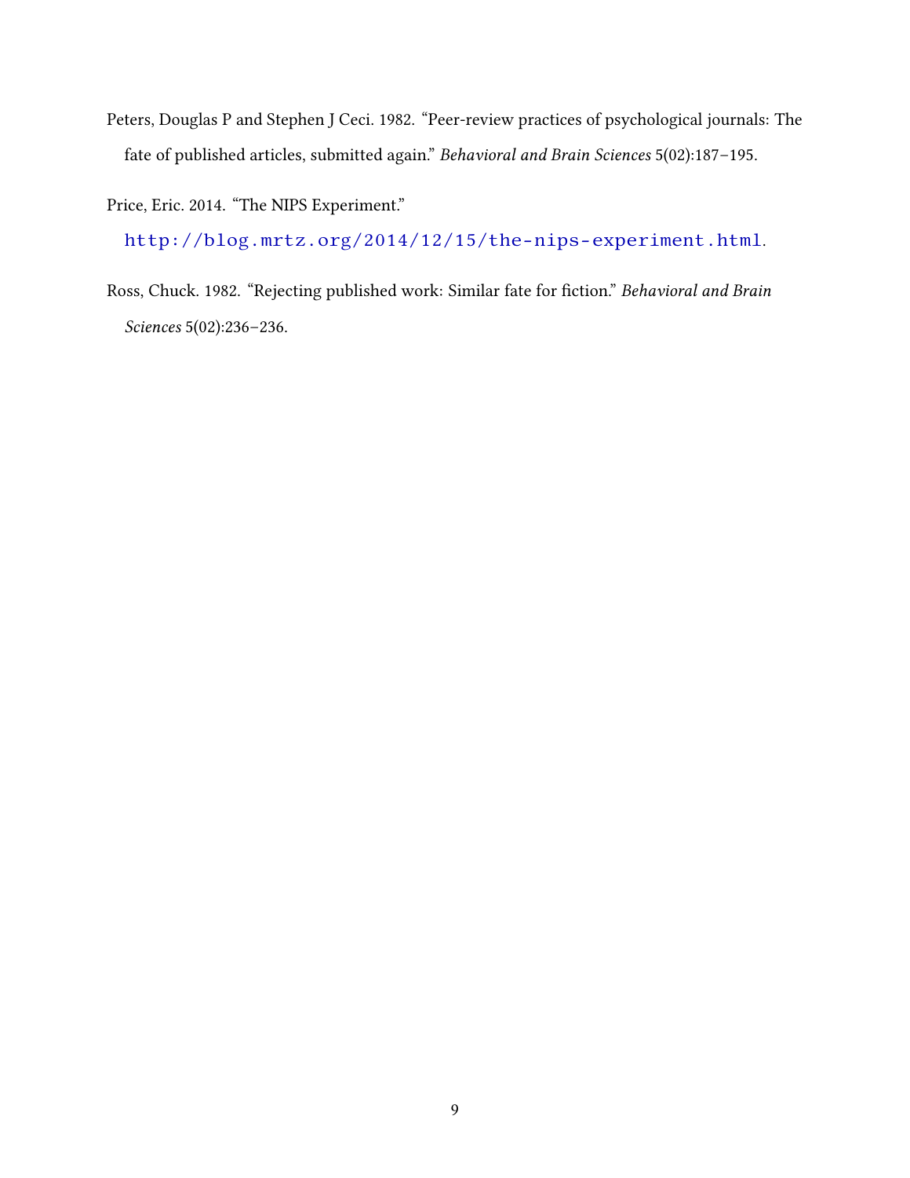Peters, Douglas P and Stephen J Ceci. 1982. "Peer-review practices of psychological journals: The fate of published articles, submitted again." *Behavioral and Brain Sciences* 5(02):187–195.

Price, Eric. 2014. "The NIPS Experiment." http://blog.mrtz.org/2014/12/15/the-nips-experiment.html.

Ross, Chuck. 1982. "Rejecting published work: Similar fate for fiction." *Behavioral and Brain Sciences* 5(02):236–236.